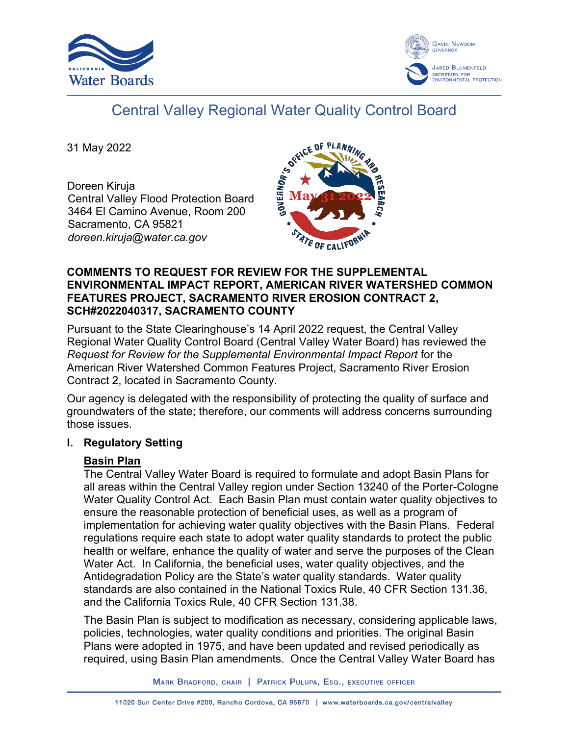# Central Valley Regional Water Quality Control Board

31 May 2022

Doreen Kiruja
Central Valley Flood Protection Board
3464 El Camino Avenue, Room 200
Sacramento, CA 95821
*doreen.kiruja@water.ca.gov*

**COMMENTS TO REQUEST FOR REVIEW FOR THE SUPPLEMENTAL ENVIRONMENTAL IMPACT REPORT, AMERICAN RIVER WATERSHED COMMON FEATURES PROJECT, SACRAMENTO RIVER EROSION CONTRACT 2, SCH#2022040317, SACRAMENTO COUNTY**

Pursuant to the State Clearinghouse's 14 April 2022 request, the Central Valley Regional Water Quality Control Board (Central Valley Water Board) has reviewed the *Request for Review for the Supplemental Environmental Impact Report* for the American River Watershed Common Features Project, Sacramento River Erosion Contract 2, located in Sacramento County.

Our agency is delegated with the responsibility of protecting the quality of surface and groundwaters of the state; therefore, our comments will address concerns surrounding those issues.

## I. Regulatory Setting

**Basin Plan**

The Central Valley Water Board is required to formulate and adopt Basin Plans for all areas within the Central Valley region under Section 13240 of the Porter-Cologne Water Quality Control Act. Each Basin Plan must contain water quality objectives to ensure the reasonable protection of beneficial uses, as well as a program of implementation for achieving water quality objectives with the Basin Plans. Federal regulations require each state to adopt water quality standards to protect the public health or welfare, enhance the quality of water and serve the purposes of the Clean Water Act. In California, the beneficial uses, water quality objectives, and the Antidegradation Policy are the State's water quality standards. Water quality standards are also contained in the National Toxics Rule, 40 CFR Section 131.36, and the California Toxics Rule, 40 CFR Section 131.38.

The Basin Plan is subject to modification as necessary, considering applicable laws, policies, technologies, water quality conditions and priorities. The original Basin Plans were adopted in 1975, and have been updated and revised periodically as required, using Basin Plan amendments. Once the Central Valley Water Board has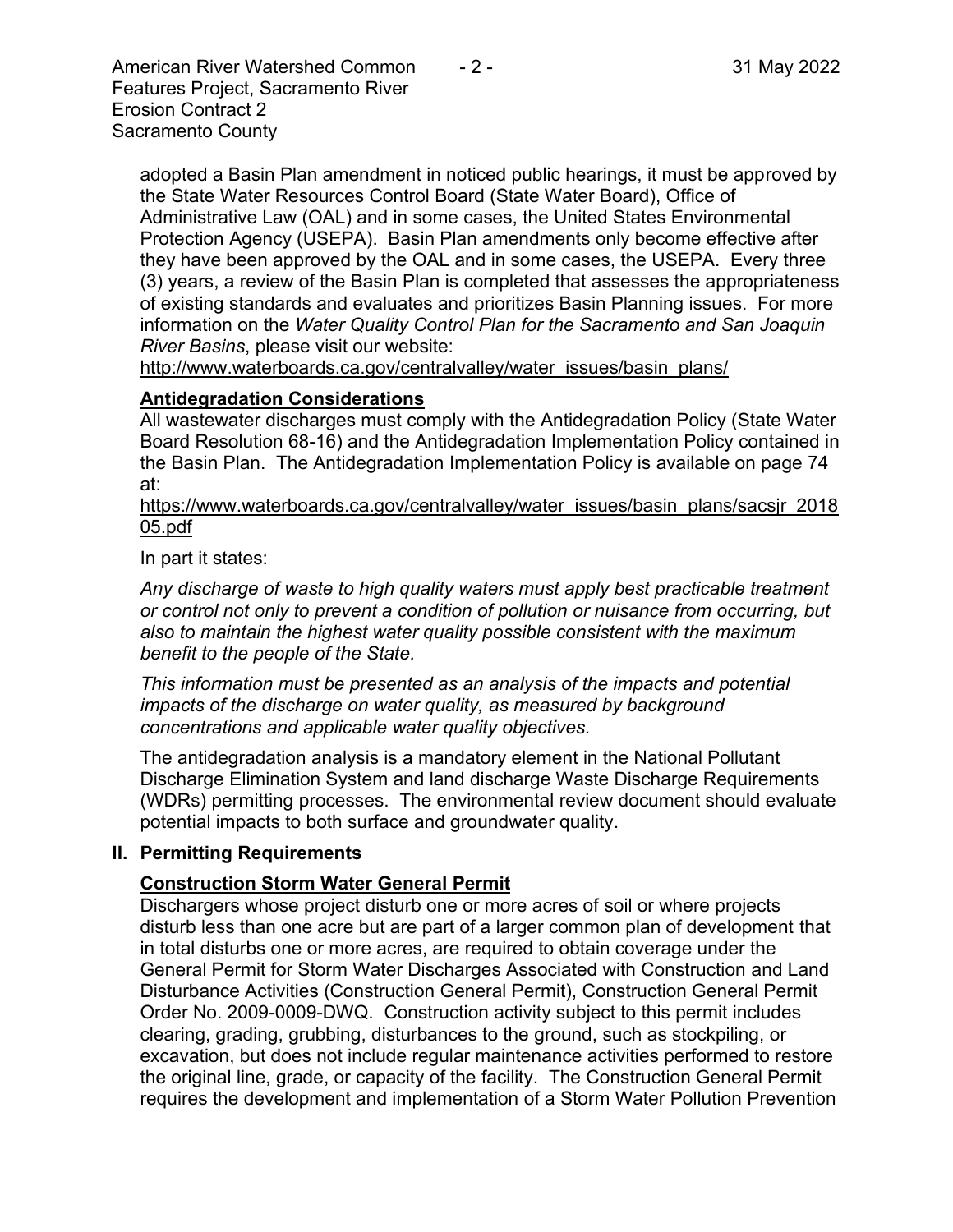adopted a Basin Plan amendment in noticed public hearings, it must be approved by the State Water Resources Control Board (State Water Board), Office of Administrative Law (OAL) and in some cases, the United States Environmental Protection Agency (USEPA). Basin Plan amendments only become effective after they have been approved by the OAL and in some cases, the USEPA. Every three (3) years, a review of the Basin Plan is completed that assesses the appropriateness of existing standards and evaluates and prioritizes Basin Planning issues. For more information on the *Water Quality Control Plan for the Sacramento and San Joaquin River Basins*, please visit our website:
http://www.waterboards.ca.gov/centralvalley/water_issues/basin_plans/

**Antidegradation Considerations**

All wastewater discharges must comply with the Antidegradation Policy (State Water Board Resolution 68-16) and the Antidegradation Implementation Policy contained in the Basin Plan. The Antidegradation Implementation Policy is available on page 74 at:
https://www.waterboards.ca.gov/centralvalley/water_issues/basin_plans/sacsjr_201805.pdf

In part it states:

*Any discharge of waste to high quality waters must apply best practicable treatment or control not only to prevent a condition of pollution or nuisance from occurring, but also to maintain the highest water quality possible consistent with the maximum benefit to the people of the State.*

*This information must be presented as an analysis of the impacts and potential impacts of the discharge on water quality, as measured by background concentrations and applicable water quality objectives.*

The antidegradation analysis is a mandatory element in the National Pollutant Discharge Elimination System and land discharge Waste Discharge Requirements (WDRs) permitting processes. The environmental review document should evaluate potential impacts to both surface and groundwater quality.

## II. Permitting Requirements

**Construction Storm Water General Permit**

Dischargers whose project disturb one or more acres of soil or where projects disturb less than one acre but are part of a larger common plan of development that in total disturbs one or more acres, are required to obtain coverage under the General Permit for Storm Water Discharges Associated with Construction and Land Disturbance Activities (Construction General Permit), Construction General Permit Order No. 2009-0009-DWQ. Construction activity subject to this permit includes clearing, grading, grubbing, disturbances to the ground, such as stockpiling, or excavation, but does not include regular maintenance activities performed to restore the original line, grade, or capacity of the facility. The Construction General Permit requires the development and implementation of a Storm Water Pollution Prevention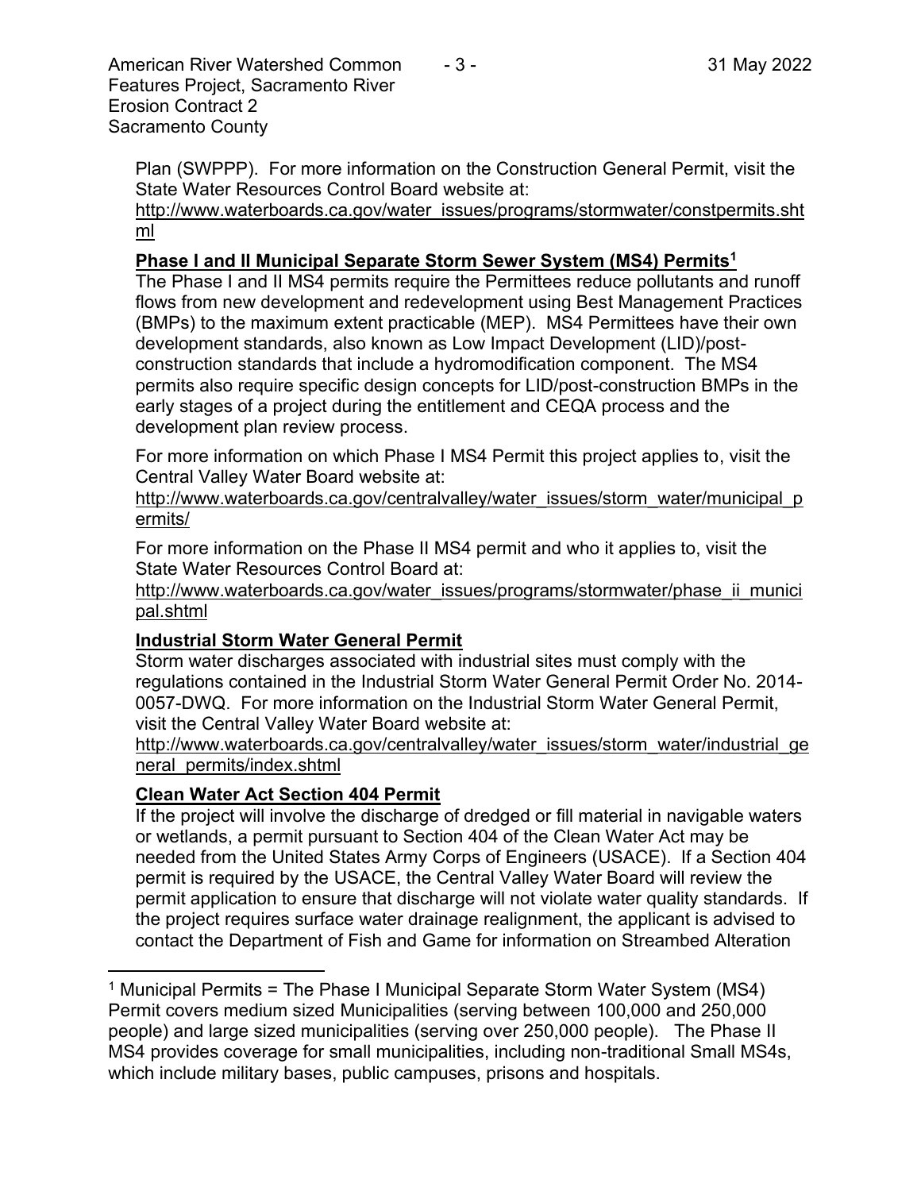Plan (SWPPP). For more information on the Construction General Permit, visit the State Water Resources Control Board website at:

http://www.waterboards.ca.gov/water_issues/programs/stormwater/constpermits.shtml

**Phase I and II Municipal Separate Storm Sewer System (MS4) Permits[1]**

The Phase I and II MS4 permits require the Permittees reduce pollutants and runoff flows from new development and redevelopment using Best Management Practices (BMPs) to the maximum extent practicable (MEP). MS4 Permittees have their own development standards, also known as Low Impact Development (LID)/post-construction standards that include a hydromodification component. The MS4 permits also require specific design concepts for LID/post-construction BMPs in the early stages of a project during the entitlement and CEQA process and the development plan review process.

For more information on which Phase I MS4 Permit this project applies to, visit the Central Valley Water Board website at:

http://www.waterboards.ca.gov/centralvalley/water_issues/storm_water/municipal_permits/

For more information on the Phase II MS4 permit and who it applies to, visit the State Water Resources Control Board at:

http://www.waterboards.ca.gov/water_issues/programs/stormwater/phase_ii_municipal.shtml

**Industrial Storm Water General Permit**

Storm water discharges associated with industrial sites must comply with the regulations contained in the Industrial Storm Water General Permit Order No. 2014-0057-DWQ. For more information on the Industrial Storm Water General Permit, visit the Central Valley Water Board website at:

http://www.waterboards.ca.gov/centralvalley/water_issues/storm_water/industrial_general_permits/index.shtml

**Clean Water Act Section 404 Permit**

If the project will involve the discharge of dredged or fill material in navigable waters or wetlands, a permit pursuant to Section 404 of the Clean Water Act may be needed from the United States Army Corps of Engineers (USACE). If a Section 404 permit is required by the USACE, the Central Valley Water Board will review the permit application to ensure that discharge will not violate water quality standards. If the project requires surface water drainage realignment, the applicant is advised to contact the Department of Fish and Game for information on Streambed Alteration

[1] Municipal Permits = The Phase I Municipal Separate Storm Water System (MS4) Permit covers medium sized Municipalities (serving between 100,000 and 250,000 people) and large sized municipalities (serving over 250,000 people). The Phase II MS4 provides coverage for small municipalities, including non-traditional Small MS4s, which include military bases, public campuses, prisons and hospitals.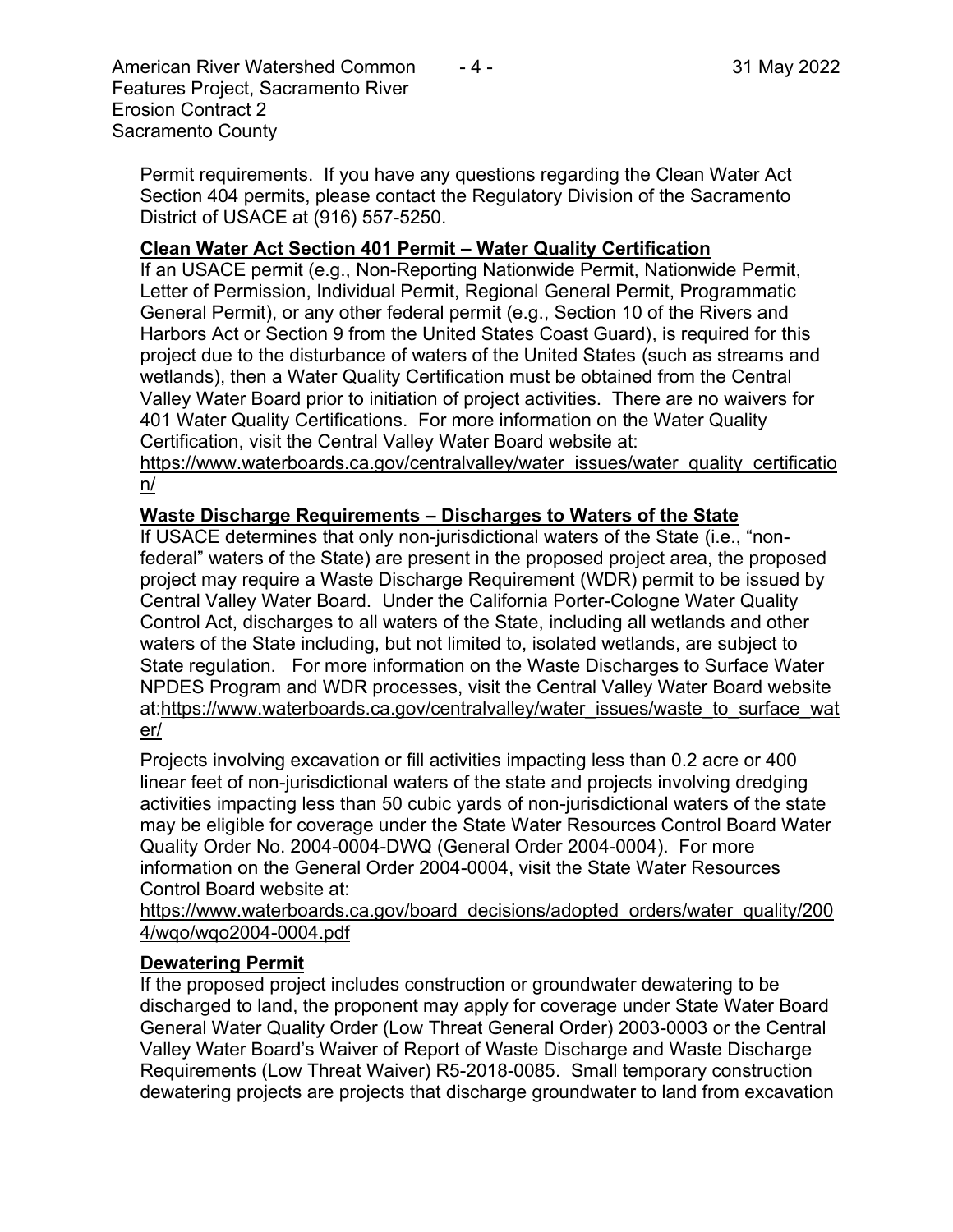Permit requirements. If you have any questions regarding the Clean Water Act Section 404 permits, please contact the Regulatory Division of the Sacramento District of USACE at (916) 557-5250.

**Clean Water Act Section 401 Permit – Water Quality Certification**

If an USACE permit (e.g., Non-Reporting Nationwide Permit, Nationwide Permit, Letter of Permission, Individual Permit, Regional General Permit, Programmatic General Permit), or any other federal permit (e.g., Section 10 of the Rivers and Harbors Act or Section 9 from the United States Coast Guard), is required for this project due to the disturbance of waters of the United States (such as streams and wetlands), then a Water Quality Certification must be obtained from the Central Valley Water Board prior to initiation of project activities. There are no waivers for 401 Water Quality Certifications. For more information on the Water Quality Certification, visit the Central Valley Water Board website at: https://www.waterboards.ca.gov/centralvalley/water_issues/water_quality_certification/

**Waste Discharge Requirements – Discharges to Waters of the State**

If USACE determines that only non-jurisdictional waters of the State (i.e., "non-federal" waters of the State) are present in the proposed project area, the proposed project may require a Waste Discharge Requirement (WDR) permit to be issued by Central Valley Water Board. Under the California Porter-Cologne Water Quality Control Act, discharges to all waters of the State, including all wetlands and other waters of the State including, but not limited to, isolated wetlands, are subject to State regulation. For more information on the Waste Discharges to Surface Water NPDES Program and WDR processes, visit the Central Valley Water Board website at:https://www.waterboards.ca.gov/centralvalley/water_issues/waste_to_surface_water/

Projects involving excavation or fill activities impacting less than 0.2 acre or 400 linear feet of non-jurisdictional waters of the state and projects involving dredging activities impacting less than 50 cubic yards of non-jurisdictional waters of the state may be eligible for coverage under the State Water Resources Control Board Water Quality Order No. 2004-0004-DWQ (General Order 2004-0004). For more information on the General Order 2004-0004, visit the State Water Resources Control Board website at: https://www.waterboards.ca.gov/board_decisions/adopted_orders/water_quality/2004/wqo/wqo2004-0004.pdf

**Dewatering Permit**

If the proposed project includes construction or groundwater dewatering to be discharged to land, the proponent may apply for coverage under State Water Board General Water Quality Order (Low Threat General Order) 2003-0003 or the Central Valley Water Board's Waiver of Report of Waste Discharge and Waste Discharge Requirements (Low Threat Waiver) R5-2018-0085. Small temporary construction dewatering projects are projects that discharge groundwater to land from excavation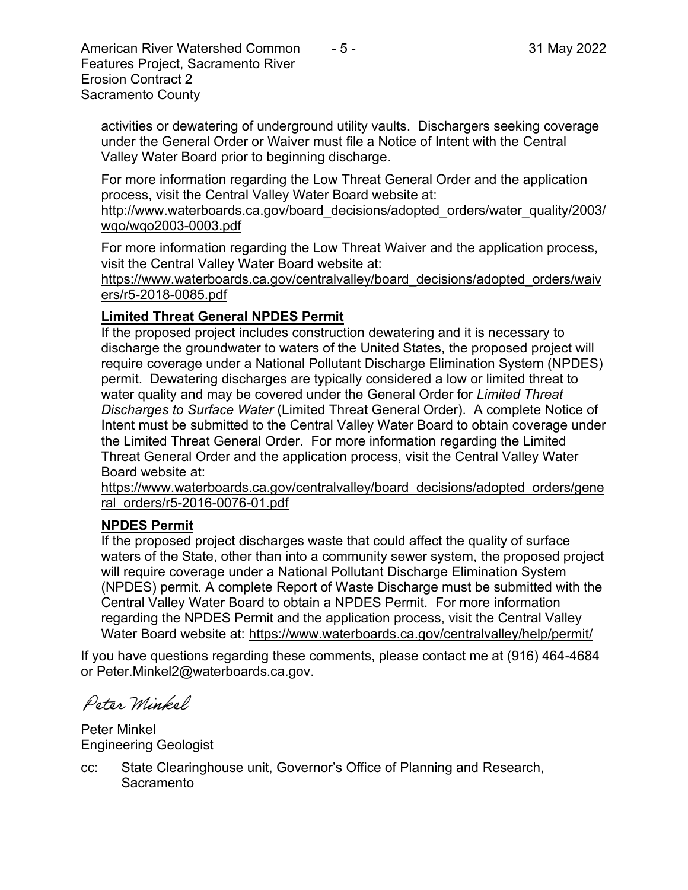activities or dewatering of underground utility vaults. Dischargers seeking coverage under the General Order or Waiver must file a Notice of Intent with the Central Valley Water Board prior to beginning discharge.

For more information regarding the Low Threat General Order and the application process, visit the Central Valley Water Board website at:
http://www.waterboards.ca.gov/board_decisions/adopted_orders/water_quality/2003/wqo/wqo2003-0003.pdf

For more information regarding the Low Threat Waiver and the application process, visit the Central Valley Water Board website at:
https://www.waterboards.ca.gov/centralvalley/board_decisions/adopted_orders/waivers/r5-2018-0085.pdf

**Limited Threat General NPDES Permit**

If the proposed project includes construction dewatering and it is necessary to discharge the groundwater to waters of the United States, the proposed project will require coverage under a National Pollutant Discharge Elimination System (NPDES) permit. Dewatering discharges are typically considered a low or limited threat to water quality and may be covered under the General Order for *Limited Threat Discharges to Surface Water* (Limited Threat General Order). A complete Notice of Intent must be submitted to the Central Valley Water Board to obtain coverage under the Limited Threat General Order. For more information regarding the Limited Threat General Order and the application process, visit the Central Valley Water Board website at:
https://www.waterboards.ca.gov/centralvalley/board_decisions/adopted_orders/general_orders/r5-2016-0076-01.pdf

**NPDES Permit**

If the proposed project discharges waste that could affect the quality of surface waters of the State, other than into a community sewer system, the proposed project will require coverage under a National Pollutant Discharge Elimination System (NPDES) permit. A complete Report of Waste Discharge must be submitted with the Central Valley Water Board to obtain a NPDES Permit. For more information regarding the NPDES Permit and the application process, visit the Central Valley Water Board website at: https://www.waterboards.ca.gov/centralvalley/help/permit/

If you have questions regarding these comments, please contact me at (916) 464-4684 or Peter.Minkel2@waterboards.ca.gov.

*Peter Minkel*

Peter Minkel
Engineering Geologist

cc: State Clearinghouse unit, Governor's Office of Planning and Research, Sacramento